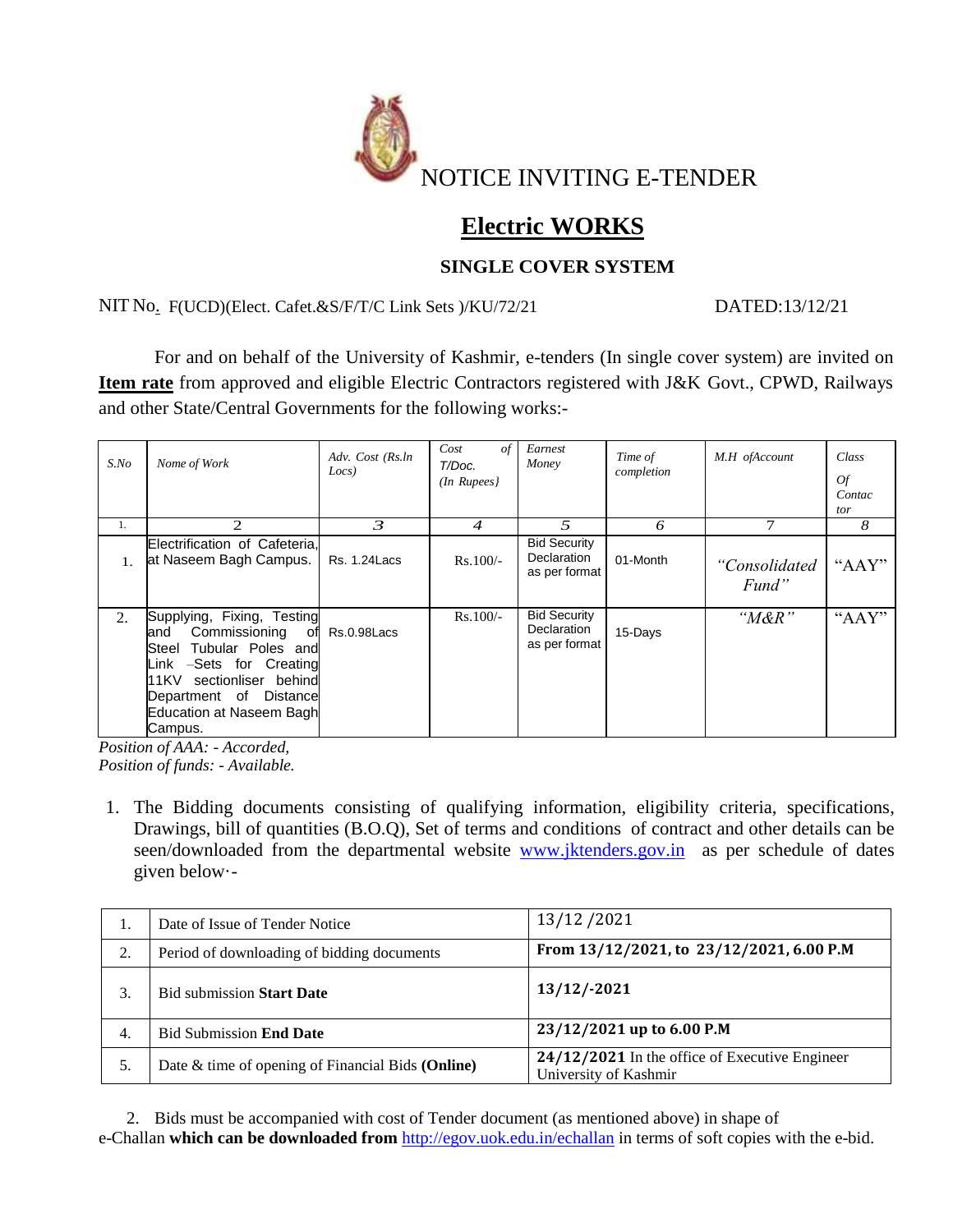# NOTICE INVITING E-TENDER

## Electric WORKS

### SINGLE COVER SYSTEM

NIT No. F(UCD)(Elect. Cafet.&S/F/T/C Link Sets )/KU/72/21 DATED:13/12/21

For and on behalf of the University of Kashmir, e-tenders (In single cover system) are invited on **Item rate** from approved and eligible Electric Contractors registered with J&K Govt., CPWD, Railways and other State/Central Governments for the following works:-

| *S.No* | *Nome of Work* | *Adv. Cost (Rs.ln Locs)* | *Cost of T/Doc. (In Rupees}* | *Earnest Money* | *Time of completion* | *M.H ofAccount* | *Class Of Contactor* |
|---|---|---|---|---|---|---|---|
| 1. | 2 | 3 | 4 | 5 | 6 | 7 | 8 |
| 1. | Electrification of Cafeteria, at Naseem Bagh Campus. | Rs. 1.24Lacs | Rs.100/- | Bid Security Declaration as per format | 01-Month | *"Consolidated Fund"* | "AAY" |
| 2. | Supplying, Fixing, Testing and Commissioning of Steel Tubular Poles and Link –Sets for Creating 11KV sectionliser behind Department of Distance Education at Naseem Bagh Campus. | Rs.0.98Lacs | Rs.100/- | Bid Security Declaration as per format | 15-Days | *"M&R"* | "AAY" |

*Position of AAA: - Accorded,*
*Position of funds: - Available.*

1. The Bidding documents consisting of qualifying information, eligibility criteria, specifications, Drawings, bill of quantities (B.O.Q), Set of terms and conditions of contract and other details can be seen/downloaded from the departmental website www.jktenders.gov.in as per schedule of dates given below·-

| 1. | Date of Issue of Tender Notice | 13/12 /2021 |
|---|---|---|
| 2. | Period of downloading of bidding documents | **From 13/12/2021, to 23/12/2021, 6.00 P.M** |
| 3. | Bid submission **Start Date** | **13/12/-2021** |
| 4. | Bid Submission **End Date** | **23/12/2021 up to 6.00 P.M** |
| 5. | Date & time of opening of Financial Bids **(Online)** | **24/12/2021** In the office of Executive Engineer University of Kashmir |

2. Bids must be accompanied with cost of Tender document (as mentioned above) in shape of e-Challan **which can be downloaded from** http://egov.uok.edu.in/echallan in terms of soft copies with the e-bid.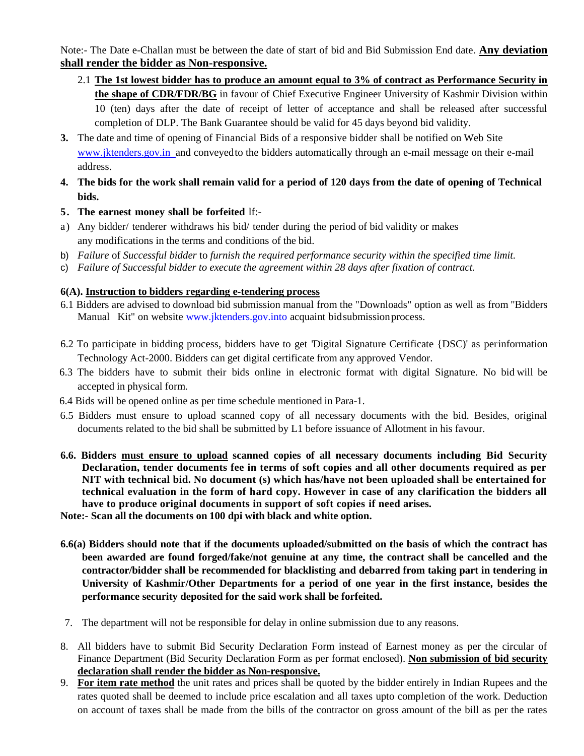Note:- The Date e-Challan must be between the date of start of bid and Bid Submission End date. **Any deviation shall render the bidder as Non-responsive.**

2.1 **The 1st lowest bidder has to produce an amount equal to 3% of contract as Performance Security in the shape of CDR/FDR/BG** in favour of Chief Executive Engineer University of Kashmir Division within 10 (ten) days after the date of receipt of letter of acceptance and shall be released after successful completion of DLP. The Bank Guarantee should be valid for 45 days beyond bid validity.

**3.** The date and time of opening of Financial Bids of a responsive bidder shall be notified on Web Site www.jktenders.gov.in and conveyed to the bidders automatically through an e-mail message on their e-mail address.

**4. The bids for the work shall remain valid for a period of 120 days from the date of opening of Technical bids.**

**5. The earnest money shall be forfeited** lf:-

a) Any bidder/ tenderer withdraws his bid/ tender during the period of bid validity or makes any modifications in the terms and conditions of the bid.

b) *Failure* of *Successful bidder* to *furnish the required performance security within the specified time limit.*

c) *Failure of Successful bidder to execute the agreement within 28 days after fixation of contract.*

**6(A). Instruction to bidders regarding e-tendering process**

6.1 Bidders are advised to download bid submission manual from the "Downloads" option as well as from "Bidders Manual Kit" on website www.jktenders.gov.into acquaint bid submission process.

6.2 To participate in bidding process, bidders have to get 'Digital Signature Certificate {DSC)' as per information Technology Act-2000. Bidders can get digital certificate from any approved Vendor.

6.3 The bidders have to submit their bids online in electronic format with digital Signature. No bid will be accepted in physical form.

6.4 Bids will be opened online as per time schedule mentioned in Para-1.

6.5 Bidders must ensure to upload scanned copy of all necessary documents with the bid. Besides, original documents related to the bid shall be submitted by L1 before issuance of Allotment in his favour.

**6.6. Bidders must ensure to upload scanned copies of all necessary documents including Bid Security Declaration, tender documents fee in terms of soft copies and all other documents required as per NIT with technical bid. No document (s) which has/have not been uploaded shall be entertained for technical evaluation in the form of hard copy. However in case of any clarification the bidders all have to produce original documents in support of soft copies if need arises.**

**Note:- Scan all the documents on 100 dpi with black and white option.**

**6.6(a) Bidders should note that if the documents uploaded/submitted on the basis of which the contract has been awarded are found forged/fake/not genuine at any time, the contract shall be cancelled and the contractor/bidder shall be recommended for blacklisting and debarred from taking part in tendering in University of Kashmir/Other Departments for a period of one year in the first instance, besides the performance security deposited for the said work shall be forfeited.**

7. The department will not be responsible for delay in online submission due to any reasons.

8. All bidders have to submit Bid Security Declaration Form instead of Earnest money as per the circular of Finance Department (Bid Security Declaration Form as per format enclosed). **Non submission of bid security declaration shall render the bidder as Non-responsive.**

9. **For item rate method** the unit rates and prices shall be quoted by the bidder entirely in Indian Rupees and the rates quoted shall be deemed to include price escalation and all taxes upto completion of the work. Deduction on account of taxes shall be made from the bills of the contractor on gross amount of the bill as per the rates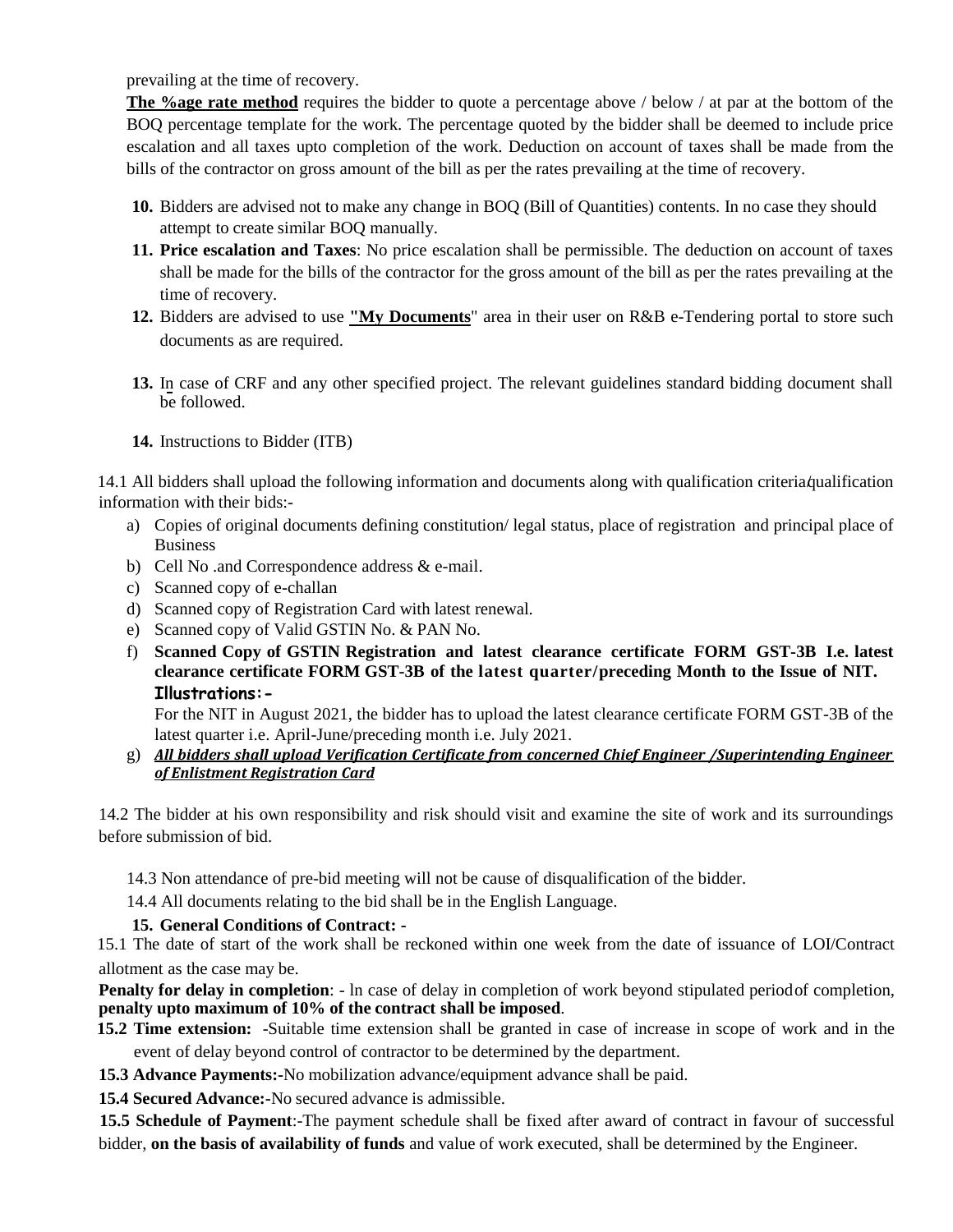prevailing at the time of recovery.

**<u>The %age rate method</u>** requires the bidder to quote a percentage above / below / at par at the bottom of the BOQ percentage template for the work. The percentage quoted by the bidder shall be deemed to include price escalation and all taxes upto completion of the work. Deduction on account of taxes shall be made from the bills of the contractor on gross amount of the bill as per the rates prevailing at the time of recovery.

**10.** Bidders are advised not to make any change in BOQ (Bill of Quantities) contents. In no case they should attempt to create similar BOQ manually.

**11. Price escalation and Taxes**: No price escalation shall be permissible. The deduction on account of taxes shall be made for the bills of the contractor for the gross amount of the bill as per the rates prevailing at the time of recovery.

**12.** Bidders are advised to use **<u>"My Documents</u>**" area in their user on R&B e-Tendering portal to store such documents as are required.

**13.** In case of CRF and any other specified project. The relevant guidelines standard bidding document shall be followed.

**14.** Instructions to Bidder (ITB)

14.1 All bidders shall upload the following information and documents along with qualification criteria/qualification information with their bids:-

a) Copies of original documents defining constitution/ legal status, place of registration and principal place of Business
b) Cell No .and Correspondence address & e-mail.
c) Scanned copy of e-challan
d) Scanned copy of Registration Card with latest renewal.
e) Scanned copy of Valid GSTIN No. & PAN No.
f) **Scanned Copy of GSTIN Registration and latest clearance certificate FORM GST-3B I.e. latest clearance certificate FORM GST-3B of the latest quarter/preceding Month to the Issue of NIT.**
   **Illustrations:-**
   For the NIT in August 2021, the bidder has to upload the latest clearance certificate FORM GST-3B of the latest quarter i.e. April-June/preceding month i.e. July 2021.
g) ***<u>All bidders shall upload Verification Certificate from concerned Chief Engineer /Superintending Engineer of Enlistment Registration Card</u>***

14.2 The bidder at his own responsibility and risk should visit and examine the site of work and its surroundings before submission of bid.

14.3 Non attendance of pre-bid meeting will not be cause of disqualification of the bidder.

14.4 All documents relating to the bid shall be in the English Language.

**15. General Conditions of Contract: -**

15.1 The date of start of the work shall be reckoned within one week from the date of issuance of LOI/Contract allotment as the case may be.

**Penalty for delay in completion**: - ln case of delay in completion of work beyond stipulated period of completion, **penalty upto maximum of 10% of the contract shall be imposed**.

**15.2 Time extension:** -Suitable time extension shall be granted in case of increase in scope of work and in the event of delay beyond control of contractor to be determined by the department.

**15.3 Advance Payments:-**No mobilization advance/equipment advance shall be paid.

**15.4 Secured Advance:-**No secured advance is admissible.

**15.5 Schedule of Payment**:-The payment schedule shall be fixed after award of contract in favour of successful bidder, **on the basis of availability of funds** and value of work executed, shall be determined by the Engineer.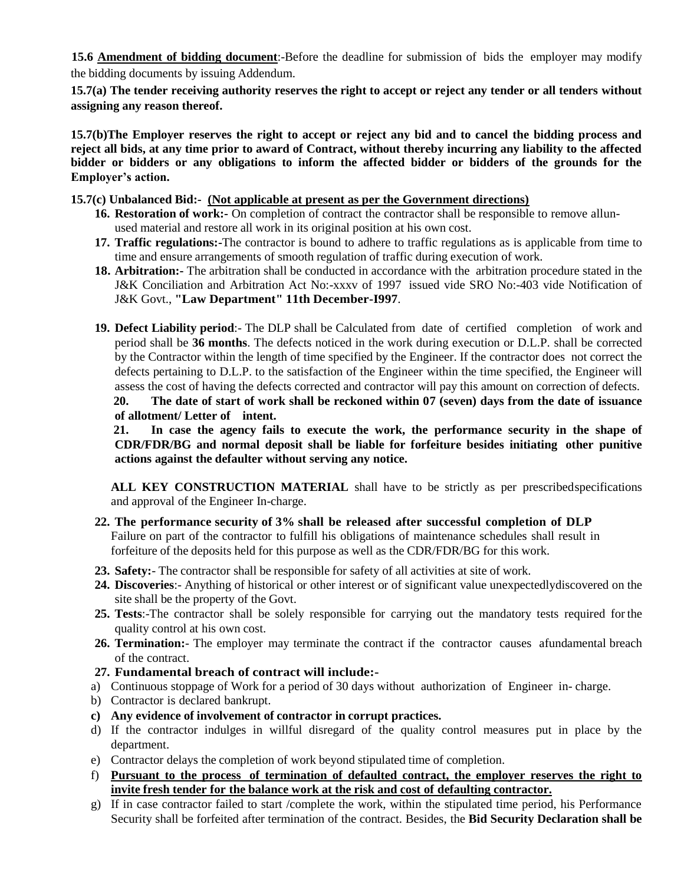**15.6 <u>Amendment of bidding document</u>**:-Before the deadline for submission of bids the employer may modify the bidding documents by issuing Addendum.

**15.7(a) The tender receiving authority reserves the right to accept or reject any tender or all tenders without assigning any reason thereof.**

**15.7(b)The Employer reserves the right to accept or reject any bid and to cancel the bidding process and reject all bids, at any time prior to award of Contract, without thereby incurring any liability to the affected bidder or bidders or any obligations to inform the affected bidder or bidders of the grounds for the Employer's action.**

**15.7(c) Unbalanced Bid:- <u>(Not applicable at present as per the Government directions)</u>**

16. **Restoration of work:-** On completion of contract the contractor shall be responsible to remove allun-used material and restore all work in its original position at his own cost.
17. **Traffic regulations:-**The contractor is bound to adhere to traffic regulations as is applicable from time to time and ensure arrangements of smooth regulation of traffic during execution of work.
18. **Arbitration:-** The arbitration shall be conducted in accordance with the arbitration procedure stated in the J&K Conciliation and Arbitration Act No:-xxxv of 1997 issued vide SRO No:-403 vide Notification of J&K Govt., **"Law Department" 11th December-I997**.
19. **Defect Liability period**:- The DLP shall be Calculated from date of certified completion of work and period shall be **36 months**. The defects noticed in the work during execution or D.L.P. shall be corrected by the Contractor within the length of time specified by the Engineer. If the contractor does not correct the defects pertaining to D.L.P. to the satisfaction of the Engineer within the time specified, the Engineer will assess the cost of having the defects corrected and contractor will pay this amount on correction of defects.
20. **The date of start of work shall be reckoned within 07 (seven) days from the date of issuance of allotment/ Letter of intent.**
21. **In case the agency fails to execute the work, the performance security in the shape of CDR/FDR/BG and normal deposit shall be liable for forfeiture besides initiating other punitive actions against the defaulter without serving any notice.**

**ALL KEY CONSTRUCTION MATERIAL** shall have to be strictly as per prescribedspecifications and approval of the Engineer In-charge.

22. **The performance security of 3% shall be released after successful completion of DLP** Failure on part of the contractor to fulfill his obligations of maintenance schedules shall result in forfeiture of the deposits held for this purpose as well as the CDR/FDR/BG for this work.
23. **Safety:**- The contractor shall be responsible for safety of all activities at site of work.
24. **Discoveries**:- Anything of historical or other interest or of significant value unexpectedlydiscovered on the site shall be the property of the Govt.
25. **Tests**:-The contractor shall be solely responsible for carrying out the mandatory tests required for the quality control at his own cost.
26. **Termination:**- The employer may terminate the contract if the contractor causes afundamental breach of the contract.
27. **Fundamental breach of contract will include:-**

a) Continuous stoppage of Work for a period of 30 days without authorization of Engineer in- charge.
b) Contractor is declared bankrupt.
c) **Any evidence of involvement of contractor in corrupt practices.**
d) If the contractor indulges in willful disregard of the quality control measures put in place by the department.
e) Contractor delays the completion of work beyond stipulated time of completion.
f) **<u>Pursuant to the process of termination of defaulted contract, the employer reserves the right to invite fresh tender for the balance work at the risk and cost of defaulting contractor.</u>**
g) If in case contractor failed to start /complete the work, within the stipulated time period, his Performance Security shall be forfeited after termination of the contract. Besides, the **Bid Security Declaration shall be**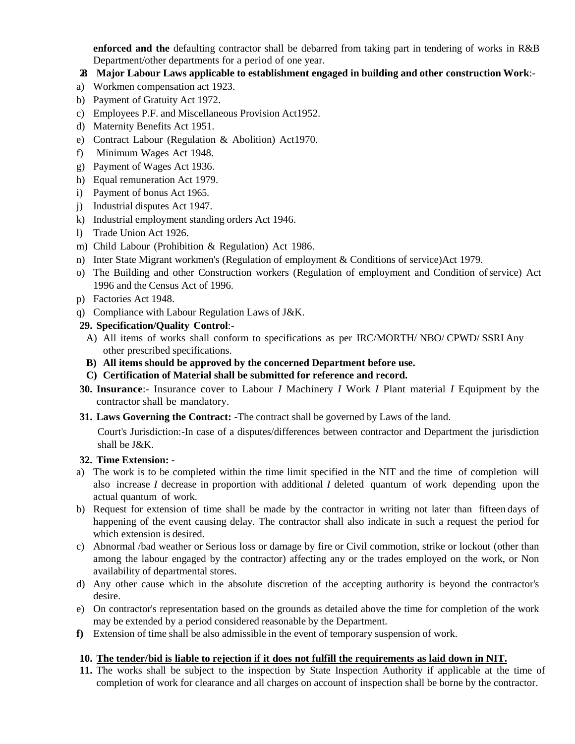**enforced and the** defaulting contractor shall be debarred from taking part in tendering of works in R&B Department/other departments for a period of one year.

**28. Major Labour Laws applicable to establishment engaged in building and other construction Work**:-

a) Workmen compensation act 1923.
b) Payment of Gratuity Act 1972.
c) Employees P.F. and Miscellaneous Provision Act1952.
d) Maternity Benefits Act 1951.
e) Contract Labour (Regulation & Abolition) Act1970.
f) Minimum Wages Act 1948.
g) Payment of Wages Act 1936.
h) Equal remuneration Act 1979.
i) Payment of bonus Act 1965.
j) Industrial disputes Act 1947.
k) Industrial employment standing orders Act 1946.
l) Trade Union Act 1926.
m) Child Labour (Prohibition & Regulation) Act 1986.
n) Inter State Migrant workmen's (Regulation of employment & Conditions of service)Act 1979.
o) The Building and other Construction workers (Regulation of employment and Condition of service) Act 1996 and the Census Act of 1996.
p) Factories Act 1948.
q) Compliance with Labour Regulation Laws of J&K.

**29. Specification/Quality Control**:-

A) All items of works shall conform to specifications as per IRC/MORTH/ NBO/ CPWD/ SSRI Any other prescribed specifications.
**B) All items should be approved by the concerned Department before use.**
**C) Certification of Material shall be submitted for reference and record.**

**30. Insurance**:- Insurance cover to Labour *I* Machinery *I* Work *I* Plant material *I* Equipment by the contractor shall be mandatory.

**31. Laws Governing the Contract: -**The contract shall be governed by Laws of the land.

Court's Jurisdiction:-In case of a disputes/differences between contractor and Department the jurisdiction shall be J&K.

**32. Time Extension: -**

a) The work is to be completed within the time limit specified in the NIT and the time of completion will also increase *I* decrease in proportion with additional *I* deleted quantum of work depending upon the actual quantum of work.
b) Request for extension of time shall be made by the contractor in writing not later than fifteen days of happening of the event causing delay. The contractor shall also indicate in such a request the period for which extension is desired.
c) Abnormal /bad weather or Serious loss or damage by fire or Civil commotion, strike or lockout (other than among the labour engaged by the contractor) affecting any or the trades employed on the work, or Non availability of departmental stores.
d) Any other cause which in the absolute discretion of the accepting authority is beyond the contractor's desire.
e) On contractor's representation based on the grounds as detailed above the time for completion of the work may be extended by a period considered reasonable by the Department.
**f)** Extension of time shall be also admissible in the event of temporary suspension of work.

**10. <u>The tender/bid is liable to rejection if it does not fulfill the requirements as laid down in NIT.</u>**

**11.** The works shall be subject to the inspection by State Inspection Authority if applicable at the time of completion of work for clearance and all charges on account of inspection shall be borne by the contractor.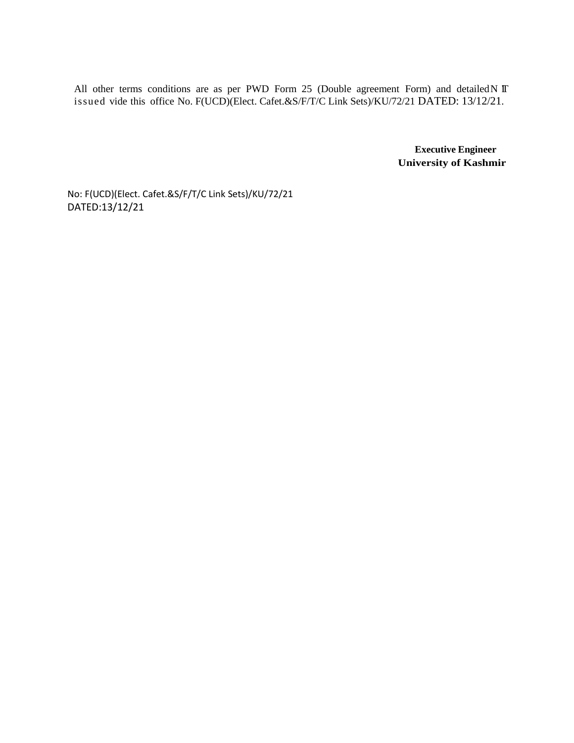All other terms conditions are as per PWD Form 25 (Double agreement Form) and detailed NIT issued vide this office No. F(UCD)(Elect. Cafet.&S/F/T/C Link Sets)/KU/72/21 DATED: 13/12/21.

**Executive Engineer**
**University of Kashmir**

No: F(UCD)(Elect. Cafet.&S/F/T/C Link Sets)/KU/72/21
DATED:13/12/21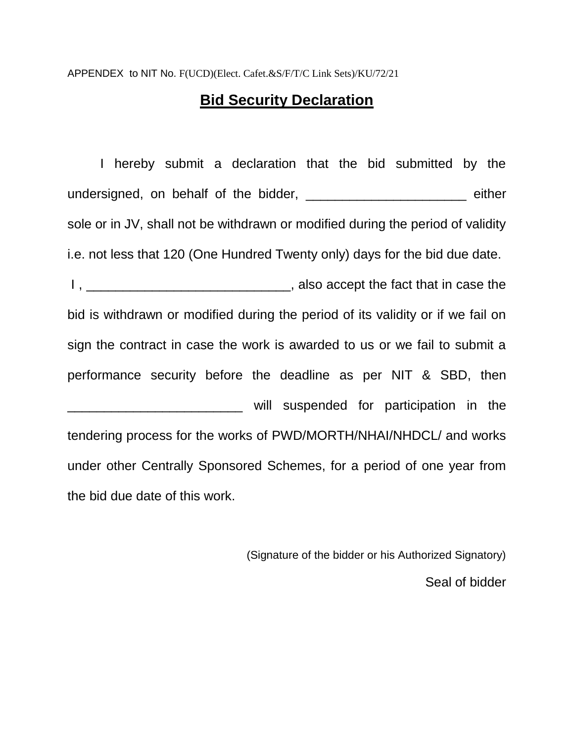APPENDEX to NIT No. F(UCD)(Elect. Cafet.&S/F/T/C Link Sets)/KU/72/21

# Bid Security Declaration

I hereby submit a declaration that the bid submitted by the undersigned, on behalf of the bidder, ______________________ either sole or in JV, shall not be withdrawn or modified during the period of validity i.e. not less that 120 (One Hundred Twenty only) days for the bid due date.

I , _____________________________, also accept the fact that in case the bid is withdrawn or modified during the period of its validity or if we fail on sign the contract in case the work is awarded to us or we fail to submit a performance security before the deadline as per NIT & SBD, then ________________________ will suspended for participation in the tendering process for the works of PWD/MORTH/NHAI/NHDCL/ and works under other Centrally Sponsored Schemes, for a period of one year from the bid due date of this work.

(Signature of the bidder or his Authorized Signatory)

Seal of bidder